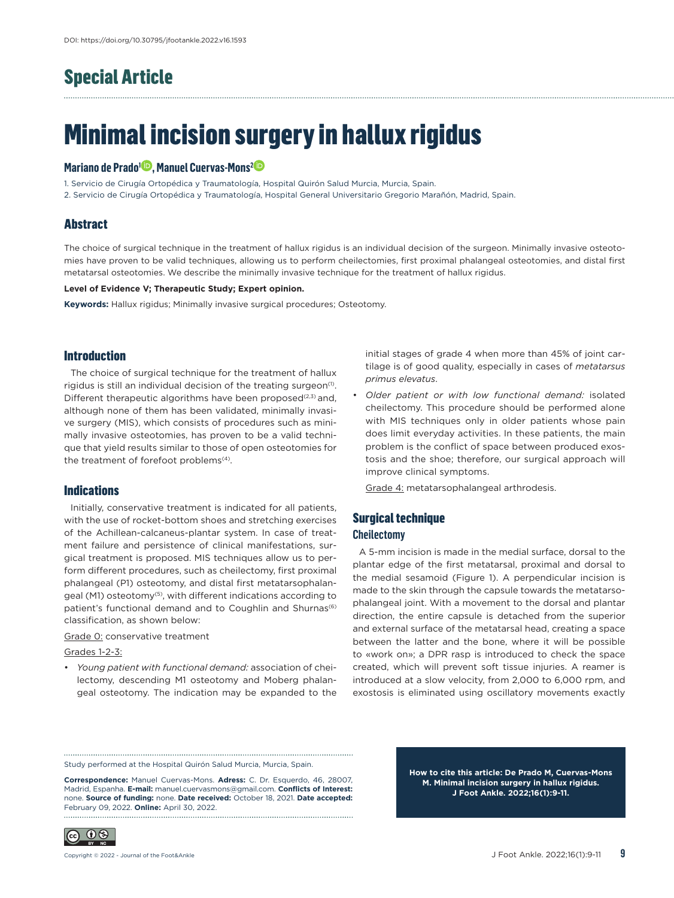DOI: https://doi.org/10.30795/jfootankle.2022.v16.1593

# Special Article

# Minimal incision surgery in hallux rigidus

**Mariano de Prado[1], Manuel Cuervas-Mons[2]**

1. Servicio de Cirugía Ortopédica y Traumatología, Hospital Quirón Salud Murcia, Murcia, Spain.
2. Servicio de Cirugía Ortopédica y Traumatología, Hospital General Universitario Gregorio Marañón, Madrid, Spain.

## Abstract

The choice of surgical technique in the treatment of hallux rigidus is an individual decision of the surgeon. Minimally invasive osteotomies have proven to be valid techniques, allowing us to perform cheilectomies, first proximal phalangeal osteotomies, and distal first metatarsal osteotomies. We describe the minimally invasive technique for the treatment of hallux rigidus.

**Level of Evidence V; Therapeutic Study; Expert opinion.**

**Keywords:** Hallux rigidus; Minimally invasive surgical procedures; Osteotomy.

## Introduction

The choice of surgical technique for the treatment of hallux rigidus is still an individual decision of the treating surgeon[1]. Different therapeutic algorithms have been proposed[2,3] and, although none of them has been validated, minimally invasive surgery (MIS), which consists of procedures such as minimally invasive osteotomies, has proven to be a valid technique that yield results similar to those of open osteotomies for the treatment of forefoot problems[4].

## Indications

Initially, conservative treatment is indicated for all patients, with the use of rocket-bottom shoes and stretching exercises of the Achillean-calcaneus-plantar system. In case of treatment failure and persistence of clinical manifestations, surgical treatment is proposed. MIS techniques allow us to perform different procedures, such as cheilectomy, first proximal phalangeal (P1) osteotomy, and distal first metatarsophalangeal (M1) osteotomy[5], with different indications according to patient's functional demand and to Coughlin and Shurnas[6] classification, as shown below:

Grade 0: conservative treatment

Grades 1-2-3:

- *Young patient with functional demand:* association of cheilectomy, descending M1 osteotomy and Moberg phalangeal osteotomy. The indication may be expanded to the initial stages of grade 4 when more than 45% of joint cartilage is of good quality, especially in cases of *metatarsus primus elevatus*.
- *Older patient or with low functional demand:* isolated cheilectomy. This procedure should be performed alone with MIS techniques only in older patients whose pain does limit everyday activities. In these patients, the main problem is the conflict of space between produced exostosis and the shoe; therefore, our surgical approach will improve clinical symptoms.

Grade 4: metatarsophalangeal arthrodesis.

## Surgical technique

### Cheilectomy

A 5-mm incision is made in the medial surface, dorsal to the plantar edge of the first metatarsal, proximal and dorsal to the medial sesamoid (Figure 1). A perpendicular incision is made to the skin through the capsule towards the metatarsophalangeal joint. With a movement to the dorsal and plantar direction, the entire capsule is detached from the superior and external surface of the metatarsal head, creating a space between the latter and the bone, where it will be possible to «work on»; a DPR rasp is introduced to check the space created, which will prevent soft tissue injuries. A reamer is introduced at a slow velocity, from 2,000 to 6,000 rpm, and exostosis is eliminated using oscillatory movements exactly

Study performed at the Hospital Quirón Salud Murcia, Murcia, Spain.

**Correspondence:** Manuel Cuervas-Mons. **Adress:** C. Dr. Esquerdo, 46, 28007, Madrid, Espanha. **E-mail:** manuel.cuervasmons@gmail.com. **Conflicts of Interest:** none. **Source of funding:** none. **Date received:** October 18, 2021. **Date accepted:** February 09, 2022. **Online:** April 30, 2022.

**How to cite this article: De Prado M, Cuervas-Mons M. Minimal incision surgery in hallux rigidus. J Foot Ankle. 2022;16(1):9-11.**

Copyright © 2022 - Journal of the Foot&Ankle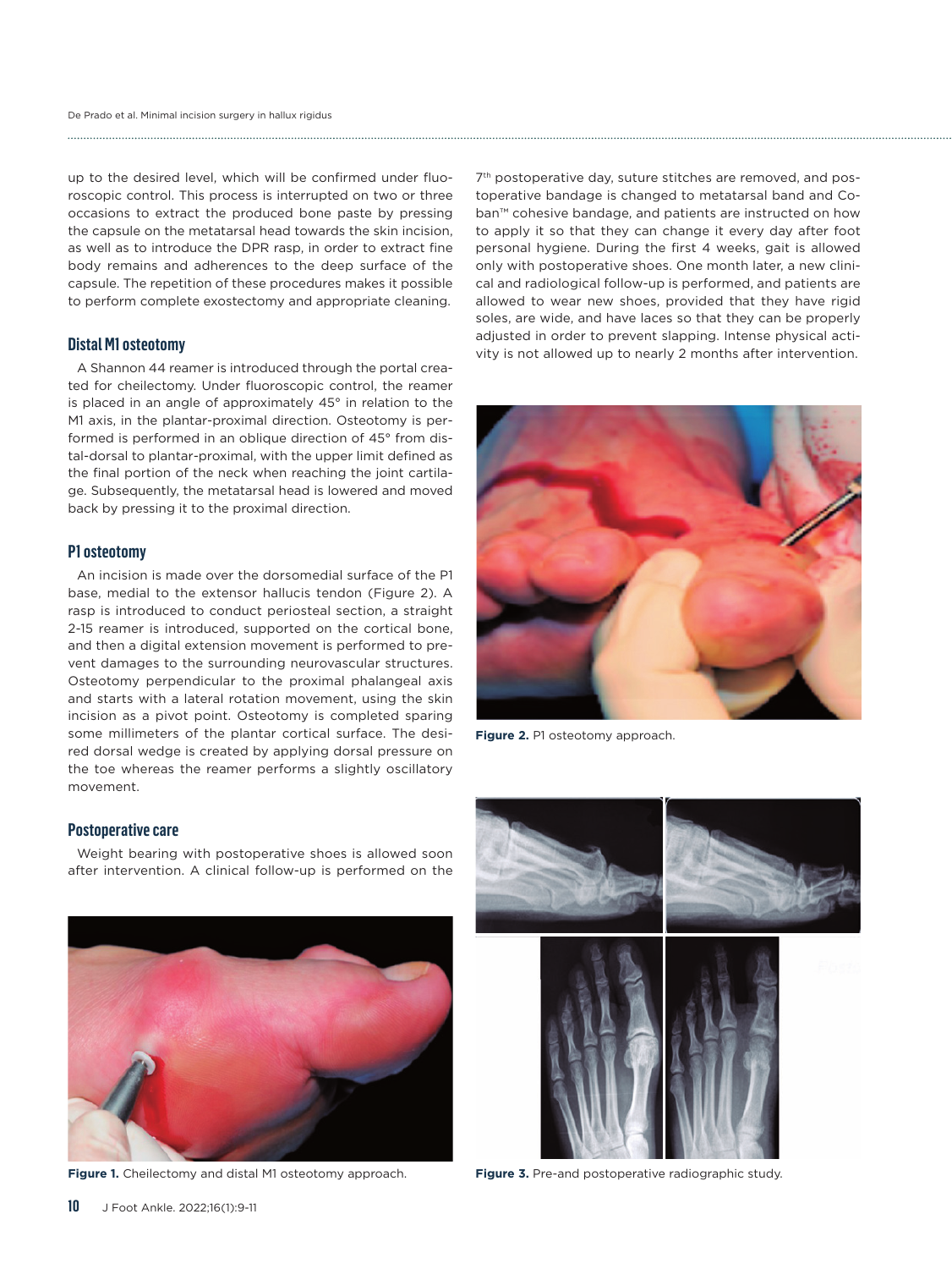up to the desired level, which will be confirmed under fluoroscopic control. This process is interrupted on two or three occasions to extract the produced bone paste by pressing the capsule on the metatarsal head towards the skin incision, as well as to introduce the DPR rasp, in order to extract fine body remains and adherences to the deep surface of the capsule. The repetition of these procedures makes it possible to perform complete exostectomy and appropriate cleaning.

## Distal M1 osteotomy

A Shannon 44 reamer is introduced through the portal created for cheilectomy. Under fluoroscopic control, the reamer is placed in an angle of approximately 45° in relation to the M1 axis, in the plantar-proximal direction. Osteotomy is performed is performed in an oblique direction of 45° from distal-dorsal to plantar-proximal, with the upper limit defined as the final portion of the neck when reaching the joint cartilage. Subsequently, the metatarsal head is lowered and moved back by pressing it to the proximal direction.

## P1 osteotomy

An incision is made over the dorsomedial surface of the P1 base, medial to the extensor hallucis tendon (Figure 2). A rasp is introduced to conduct periosteal section, a straight 2-15 reamer is introduced, supported on the cortical bone, and then a digital extension movement is performed to prevent damages to the surrounding neurovascular structures. Osteotomy perpendicular to the proximal phalangeal axis and starts with a lateral rotation movement, using the skin incision as a pivot point. Osteotomy is completed sparing some millimeters of the plantar cortical surface. The desired dorsal wedge is created by applying dorsal pressure on the toe whereas the reamer performs a slightly oscillatory movement.

## Postoperative care

Weight bearing with postoperative shoes is allowed soon after intervention. A clinical follow-up is performed on the 7th postoperative day, suture stitches are removed, and postoperative bandage is changed to metatarsal band and Coban™ cohesive bandage, and patients are instructed on how to apply it so that they can change it every day after foot personal hygiene. During the first 4 weeks, gait is allowed only with postoperative shoes. One month later, a new clinical and radiological follow-up is performed, and patients are allowed to wear new shoes, provided that they have rigid soles, are wide, and have laces so that they can be properly adjusted in order to prevent slapping. Intense physical activity is not allowed up to nearly 2 months after intervention.

**Figure 1.** Cheilectomy and distal M1 osteotomy approach.

**Figure 2.** P1 osteotomy approach.

**Figure 3.** Pre-and postoperative radiographic study.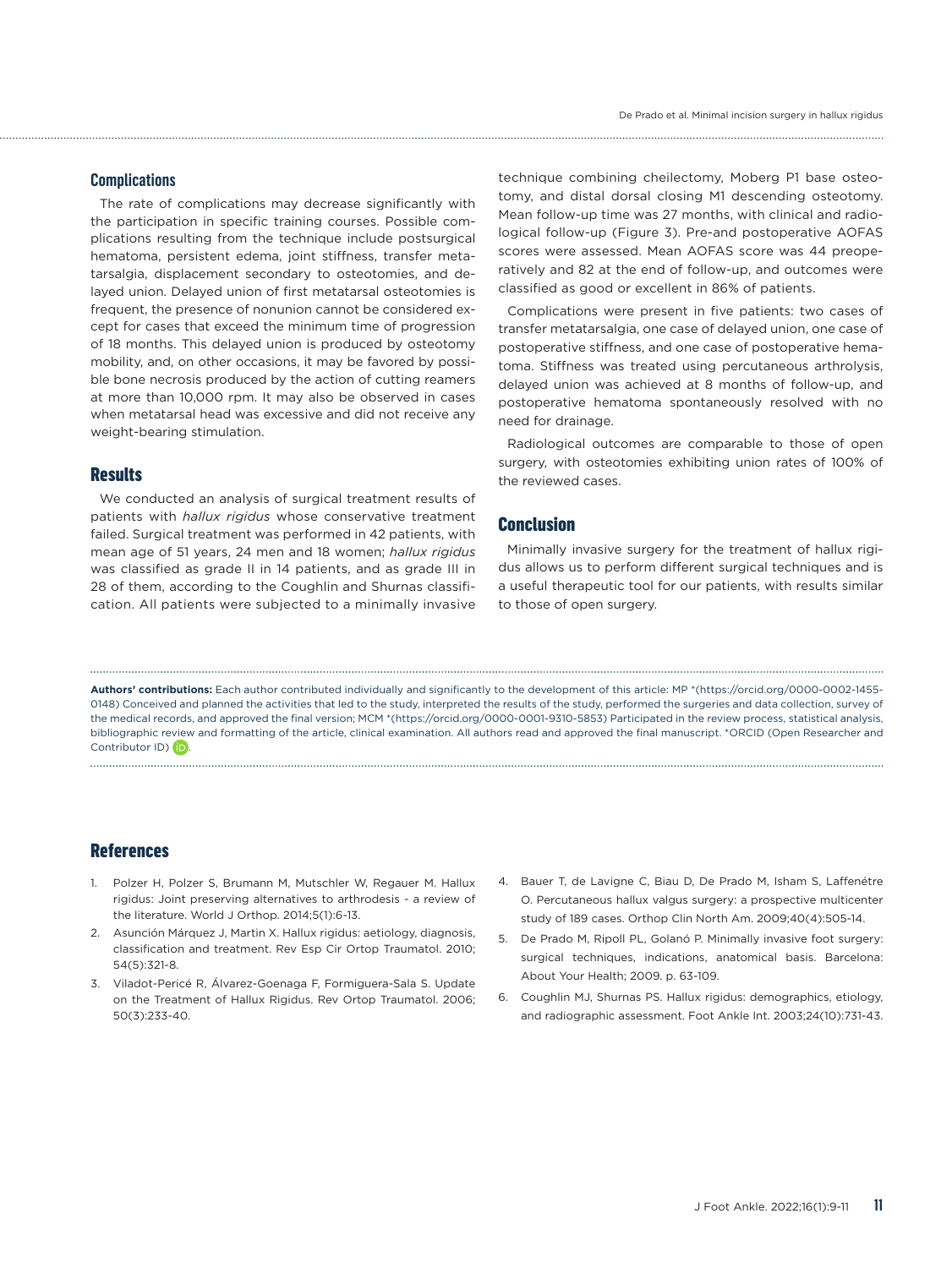## Complications

The rate of complications may decrease significantly with the participation in specific training courses. Possible complications resulting from the technique include postsurgical hematoma, persistent edema, joint stiffness, transfer metatarsalgia, displacement secondary to osteotomies, and delayed union. Delayed union of first metatarsal osteotomies is frequent, the presence of nonunion cannot be considered except for cases that exceed the minimum time of progression of 18 months. This delayed union is produced by osteotomy mobility, and, on other occasions, it may be favored by possible bone necrosis produced by the action of cutting reamers at more than 10,000 rpm. It may also be observed in cases when metatarsal head was excessive and did not receive any weight-bearing stimulation.

## Results

We conducted an analysis of surgical treatment results of patients with *hallux rigidus* whose conservative treatment failed. Surgical treatment was performed in 42 patients, with mean age of 51 years, 24 men and 18 women; *hallux rigidus* was classified as grade II in 14 patients, and as grade III in 28 of them, according to the Coughlin and Shurnas classification. All patients were subjected to a minimally invasive technique combining cheilectomy, Moberg P1 base osteotomy, and distal dorsal closing M1 descending osteotomy. Mean follow-up time was 27 months, with clinical and radiological follow-up (Figure 3). Pre-and postoperative AOFAS scores were assessed. Mean AOFAS score was 44 preoperatively and 82 at the end of follow-up, and outcomes were classified as good or excellent in 86% of patients.

Complications were present in five patients: two cases of transfer metatarsalgia, one case of delayed union, one case of postoperative stiffness, and one case of postoperative hematoma. Stiffness was treated using percutaneous arthrolysis, delayed union was achieved at 8 months of follow-up, and postoperative hematoma spontaneously resolved with no need for drainage.

Radiological outcomes are comparable to those of open surgery, with osteotomies exhibiting union rates of 100% of the reviewed cases.

## Conclusion

Minimally invasive surgery for the treatment of hallux rigidus allows us to perform different surgical techniques and is a useful therapeutic tool for our patients, with results similar to those of open surgery.

**Authors' contributions:** Each author contributed individually and significantly to the development of this article: MP *(https://orcid.org/0000-0002-1455-0148) Conceived and planned the activities that led to the study, interpreted the results of the study, performed the surgeries and data collection, survey of the medical records, and approved the final version; MCM *(https://orcid.org/0000-0001-9310-5853) Participated in the review process, statistical analysis, bibliographic review and formatting of the article, clinical examination. All authors read and approved the final manuscript. *ORCID (Open Researcher and Contributor ID).

## References

1. Polzer H, Polzer S, Brumann M, Mutschler W, Regauer M. Hallux rigidus: Joint preserving alternatives to arthrodesis - a review of the literature. World J Orthop. 2014;5(1):6-13.
2. Asunción Márquez J, Martin X. Hallux rigidus: aetiology, diagnosis, classification and treatment. Rev Esp Cir Ortop Traumatol. 2010; 54(5):321-8.
3. Viladot-Pericé R, Álvarez-Goenaga F, Formiguera-Sala S. Update on the Treatment of Hallux Rigidus. Rev Ortop Traumatol. 2006; 50(3):233-40.
4. Bauer T, de Lavigne C, Biau D, De Prado M, Isham S, Laffenétre O. Percutaneous hallux valgus surgery: a prospective multicenter study of 189 cases. Orthop Clin North Am. 2009;40(4):505-14.
5. De Prado M, Ripoll PL, Golanó P. Minimally invasive foot surgery: surgical techniques, indications, anatomical basis. Barcelona: About Your Health; 2009. p. 63-109.
6. Coughlin MJ, Shurnas PS. Hallux rigidus: demographics, etiology, and radiographic assessment. Foot Ankle Int. 2003;24(10):731-43.